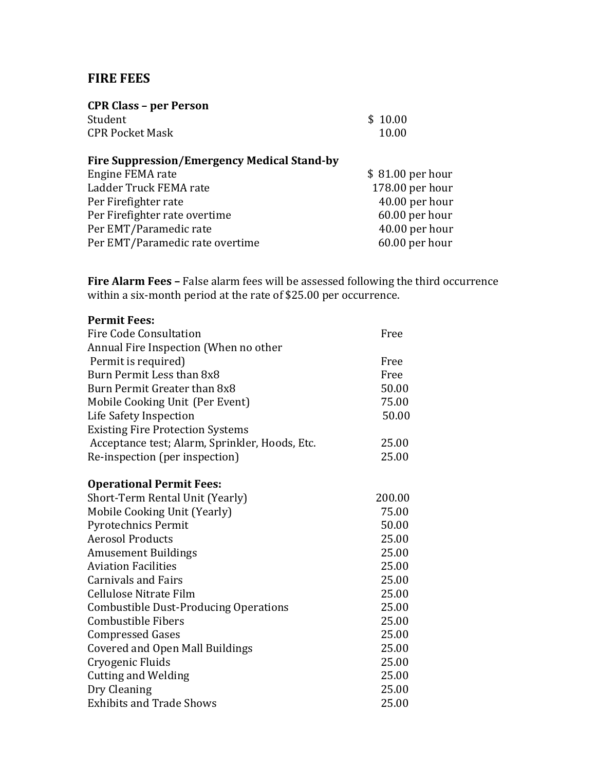# FIRE FEES

**CPR Class – per Person**

| | |
|---|---|
| Student | $ 10.00 |
| CPR Pocket Mask | 10.00 |

**Fire Suppression/Emergency Medical Stand-by**

| | |
|---|---|
| Engine FEMA rate | $ 81.00 per hour |
| Ladder Truck FEMA rate | 178.00 per hour |
| Per Firefighter rate | 40.00 per hour |
| Per Firefighter rate overtime | 60.00 per hour |
| Per EMT/Paramedic rate | 40.00 per hour |
| Per EMT/Paramedic rate overtime | 60.00 per hour |

**Fire Alarm Fees –** False alarm fees will be assessed following the third occurrence within a six-month period at the rate of $25.00 per occurrence.

**Permit Fees:**

| | |
|---|---|
| Fire Code Consultation | Free |
| Annual Fire Inspection (When no other Permit is required) | Free |
| Burn Permit Less than 8x8 | Free |
| Burn Permit Greater than 8x8 | 50.00 |
| Mobile Cooking Unit (Per Event) | 75.00 |
| Life Safety Inspection | 50.00 |
| Existing Fire Protection Systems Acceptance test; Alarm, Sprinkler, Hoods, Etc. | 25.00 |
| Re-inspection (per inspection) | 25.00 |

**Operational Permit Fees:**

| | |
|---|---|
| Short-Term Rental Unit (Yearly) | 200.00 |
| Mobile Cooking Unit (Yearly) | 75.00 |
| Pyrotechnics Permit | 50.00 |
| Aerosol Products | 25.00 |
| Amusement Buildings | 25.00 |
| Aviation Facilities | 25.00 |
| Carnivals and Fairs | 25.00 |
| Cellulose Nitrate Film | 25.00 |
| Combustible Dust-Producing Operations | 25.00 |
| Combustible Fibers | 25.00 |
| Compressed Gases | 25.00 |
| Covered and Open Mall Buildings | 25.00 |
| Cryogenic Fluids | 25.00 |
| Cutting and Welding | 25.00 |
| Dry Cleaning | 25.00 |
| Exhibits and Trade Shows | 25.00 |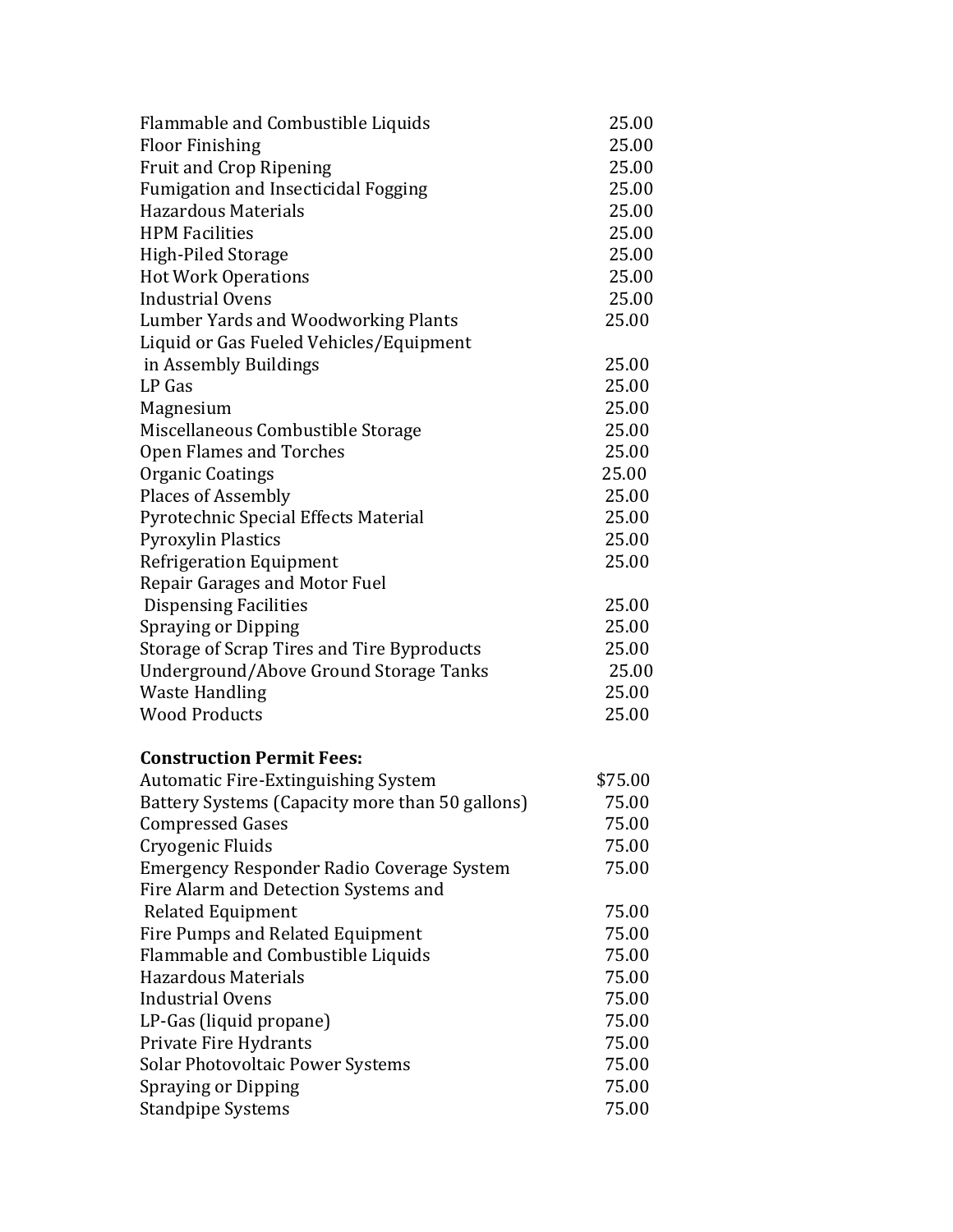| | |
|---|---|
| Flammable and Combustible Liquids | 25.00 |
| Floor Finishing | 25.00 |
| Fruit and Crop Ripening | 25.00 |
| Fumigation and Insecticidal Fogging | 25.00 |
| Hazardous Materials | 25.00 |
| HPM Facilities | 25.00 |
| High-Piled Storage | 25.00 |
| Hot Work Operations | 25.00 |
| Industrial Ovens | 25.00 |
| Lumber Yards and Woodworking Plants | 25.00 |
| Liquid or Gas Fueled Vehicles/Equipment in Assembly Buildings | 25.00 |
| LP Gas | 25.00 |
| Magnesium | 25.00 |
| Miscellaneous Combustible Storage | 25.00 |
| Open Flames and Torches | 25.00 |
| Organic Coatings | 25.00 |
| Places of Assembly | 25.00 |
| Pyrotechnic Special Effects Material | 25.00 |
| Pyroxylin Plastics | 25.00 |
| Refrigeration Equipment | 25.00 |
| Repair Garages and Motor Fuel Dispensing Facilities | 25.00 |
| Spraying or Dipping | 25.00 |
| Storage of Scrap Tires and Tire Byproducts | 25.00 |
| Underground/Above Ground Storage Tanks | 25.00 |
| Waste Handling | 25.00 |
| Wood Products | 25.00 |

**Construction Permit Fees:**

| | |
|---|---|
| Automatic Fire-Extinguishing System | $75.00 |
| Battery Systems (Capacity more than 50 gallons) | 75.00 |
| Compressed Gases | 75.00 |
| Cryogenic Fluids | 75.00 |
| Emergency Responder Radio Coverage System | 75.00 |
| Fire Alarm and Detection Systems and Related Equipment | 75.00 |
| Fire Pumps and Related Equipment | 75.00 |
| Flammable and Combustible Liquids | 75.00 |
| Hazardous Materials | 75.00 |
| Industrial Ovens | 75.00 |
| LP-Gas (liquid propane) | 75.00 |
| Private Fire Hydrants | 75.00 |
| Solar Photovoltaic Power Systems | 75.00 |
| Spraying or Dipping | 75.00 |
| Standpipe Systems | 75.00 |